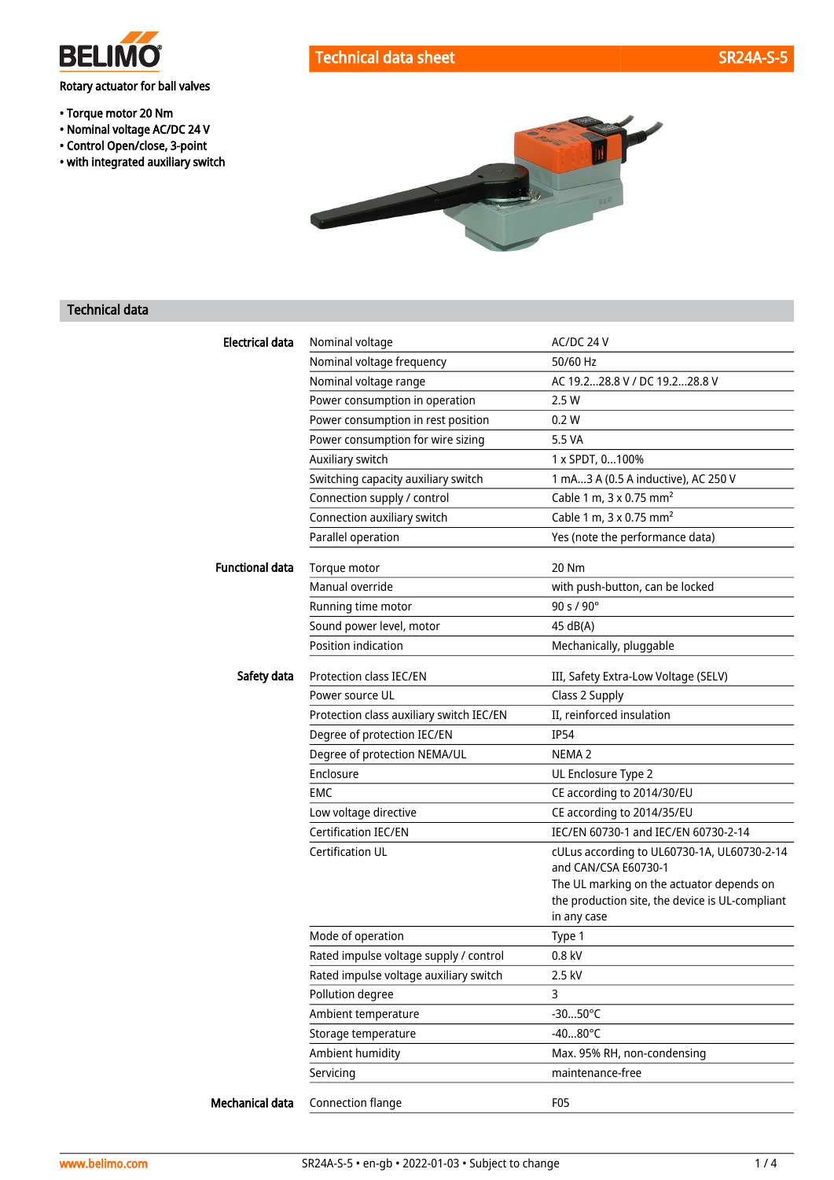# Technical data sheet SR24A-S-5

**Rotary actuator for ball valves**

- Torque motor 20 Nm
- Nominal voltage AC/DC 24 V
- Control Open/close, 3-point
- with integrated auxiliary switch

## Technical data

| | | |
|---|---|---|
| **Electrical data** | Nominal voltage | AC/DC 24 V |
| | Nominal voltage frequency | 50/60 Hz |
| | Nominal voltage range | AC 19.2...28.8 V / DC 19.2...28.8 V |
| | Power consumption in operation | 2.5 W |
| | Power consumption in rest position | 0.2 W |
| | Power consumption for wire sizing | 5.5 VA |
| | Auxiliary switch | 1 x SPDT, 0...100% |
| | Switching capacity auxiliary switch | 1 mA...3 A (0.5 A inductive), AC 250 V |
| | Connection supply / control | Cable 1 m, 3 x 0.75 $mm^2$ |
| | Connection auxiliary switch | Cable 1 m, 3 x 0.75 $mm^2$ |
| | Parallel operation | Yes (note the performance data) |
| **Functional data** | Torque motor | 20 Nm |
| | Manual override | with push-button, can be locked |
| | Running time motor | 90 s / 90° |
| | Sound power level, motor | 45 dB(A) |
| | Position indication | Mechanically, pluggable |
| **Safety data** | Protection class IEC/EN | III, Safety Extra-Low Voltage (SELV) |
| | Power source UL | Class 2 Supply |
| | Protection class auxiliary switch IEC/EN | II, reinforced insulation |
| | Degree of protection IEC/EN | IP54 |
| | Degree of protection NEMA/UL | NEMA 2 |
| | Enclosure | UL Enclosure Type 2 |
| | EMC | CE according to 2014/30/EU |
| | Low voltage directive | CE according to 2014/35/EU |
| | Certification IEC/EN | IEC/EN 60730-1 and IEC/EN 60730-2-14 |
| | Certification UL | cULus according to UL60730-1A, UL60730-2-14 and CAN/CSA E60730-1<br>The UL marking on the actuator depends on the production site, the device is UL-compliant in any case |
| | Mode of operation | Type 1 |
| | Rated impulse voltage supply / control | 0.8 kV |
| | Rated impulse voltage auxiliary switch | 2.5 kV |
| | Pollution degree | 3 |
| | Ambient temperature | -30...50°C |
| | Storage temperature | -40...80°C |
| | Ambient humidity | Max. 95% RH, non-condensing |
| | Servicing | maintenance-free |
| **Mechanical data** | Connection flange | F05 |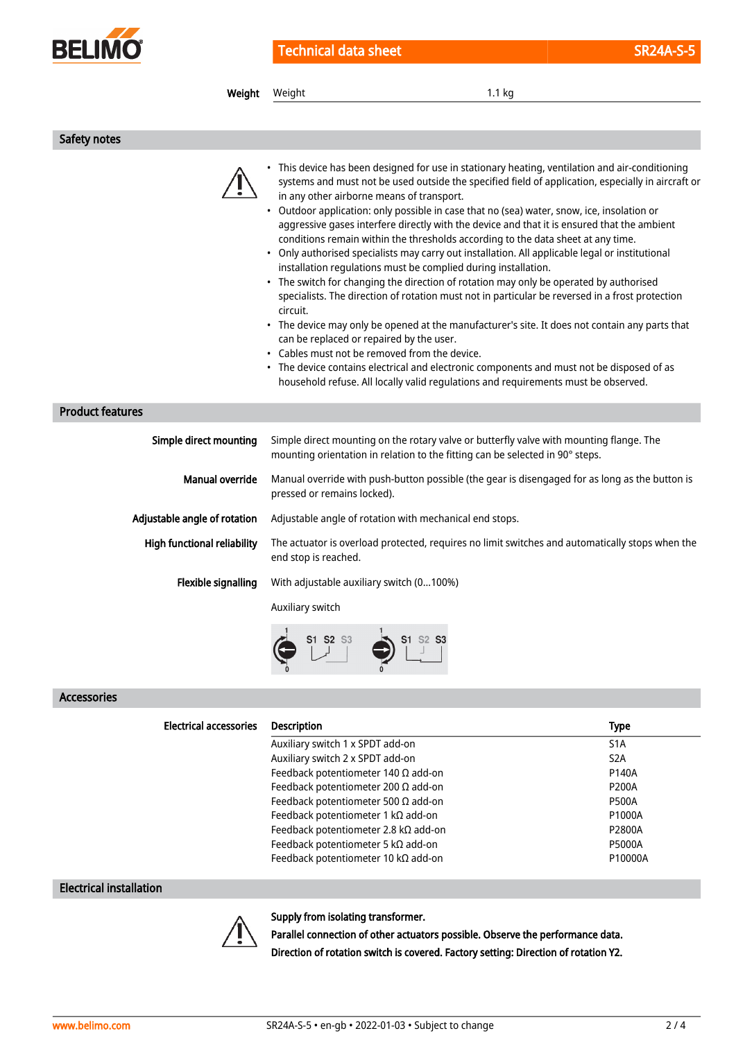| Weight | Weight | 1.1 kg |
|---|---|---|

## Safety notes

- This device has been designed for use in stationary heating, ventilation and air-conditioning systems and must not be used outside the specified field of application, especially in aircraft or in any other airborne means of transport.
- Outdoor application: only possible in case that no (sea) water, snow, ice, insolation or aggressive gases interfere directly with the device and that it is ensured that the ambient conditions remain within the thresholds according to the data sheet at any time.
- Only authorised specialists may carry out installation. All applicable legal or institutional installation regulations must be complied during installation.
- The switch for changing the direction of rotation may only be operated by authorised specialists. The direction of rotation must not in particular be reversed in a frost protection circuit.
- The device may only be opened at the manufacturer's site. It does not contain any parts that can be replaced or repaired by the user.
- Cables must not be removed from the device.
- The device contains electrical and electronic components and must not be disposed of as household refuse. All locally valid regulations and requirements must be observed.

## Product features

**Simple direct mounting** Simple direct mounting on the rotary valve or butterfly valve with mounting flange. The mounting orientation in relation to the fitting can be selected in 90° steps.

**Manual override** Manual override with push-button possible (the gear is disengaged for as long as the button is pressed or remains locked).

**Adjustable angle of rotation** Adjustable angle of rotation with mechanical end stops.

**High functional reliability** The actuator is overload protected, requires no limit switches and automatically stops when the end stop is reached.

**Flexible signalling** With adjustable auxiliary switch (0...100%)

Auxiliary switch

## Accessories

**Electrical accessories**

| Description | Type |
|---|---|
| Auxiliary switch 1 x SPDT add-on | S1A |
| Auxiliary switch 2 x SPDT add-on | S2A |
| Feedback potentiometer 140 Ω add-on | P140A |
| Feedback potentiometer 200 Ω add-on | P200A |
| Feedback potentiometer 500 Ω add-on | P500A |
| Feedback potentiometer 1 kΩ add-on | P1000A |
| Feedback potentiometer 2.8 kΩ add-on | P2800A |
| Feedback potentiometer 5 kΩ add-on | P5000A |
| Feedback potentiometer 10 kΩ add-on | P10000A |

## Electrical installation

**Supply from isolating transformer.**

**Parallel connection of other actuators possible. Observe the performance data.**

**Direction of rotation switch is covered. Factory setting: Direction of rotation Y2.**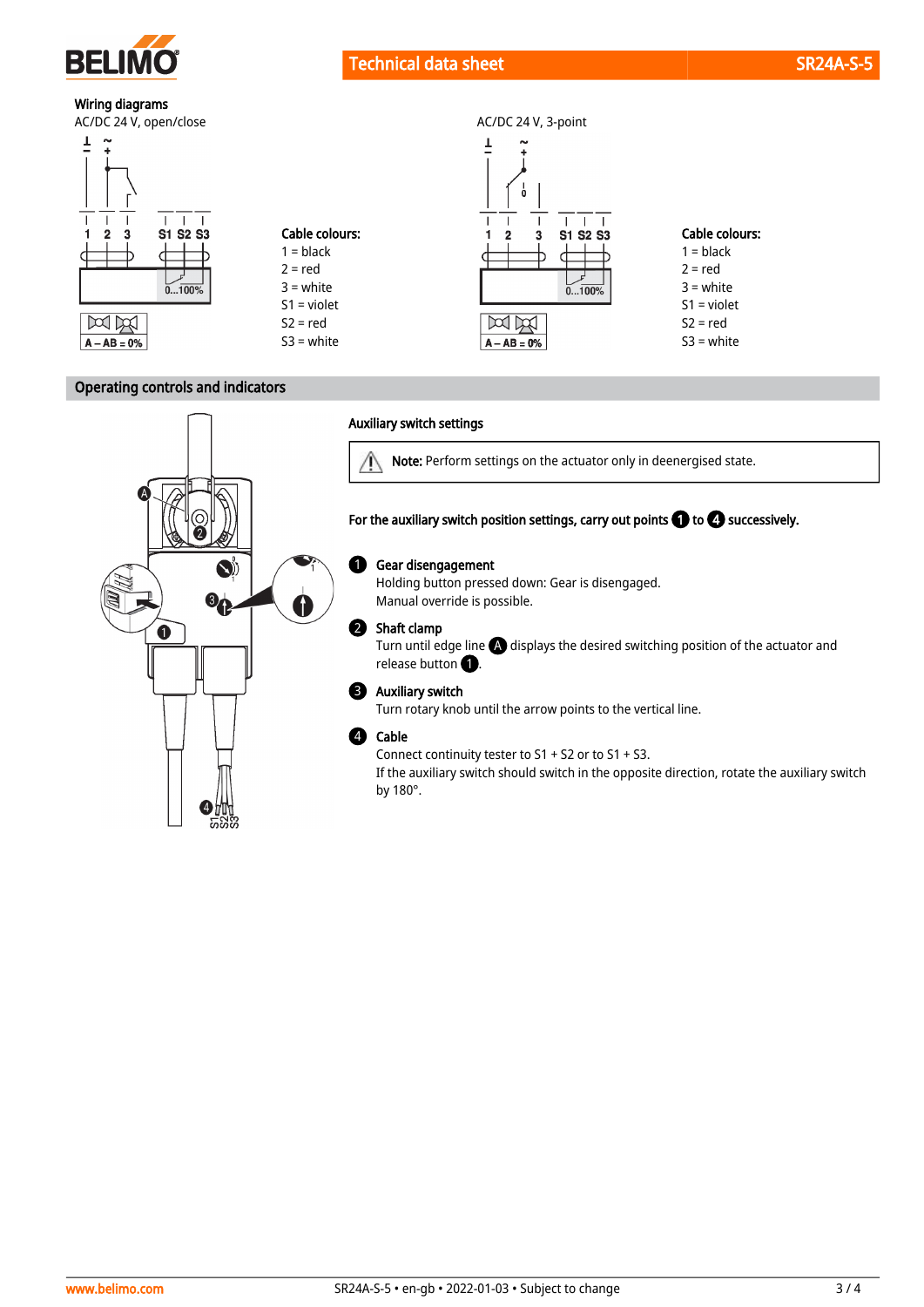## Wiring diagrams

AC/DC 24 V, open/close

**Cable colours:**
1 = black
2 = red
3 = white
S1 = violet
S2 = red
S3 = white

AC/DC 24 V, 3-point

**Cable colours:**
1 = black
2 = red
3 = white
S1 = violet
S2 = red
S3 = white

## Operating controls and indicators

### Auxiliary switch settings

> ⚠ **Note:** Perform settings on the actuator only in deenergised state.

**For the auxiliary switch position settings, carry out points 1 to 4 successively.**

1. **Gear disengagement**
   Holding button pressed down: Gear is disengaged.
   Manual override is possible.

2. **Shaft clamp**
   Turn until edge line A displays the desired switching position of the actuator and release button 1.

3. **Auxiliary switch**
   Turn rotary knob until the arrow points to the vertical line.

4. **Cable**
   Connect continuity tester to S1 + S2 or to S1 + S3.
   If the auxiliary switch should switch in the opposite direction, rotate the auxiliary switch by 180°.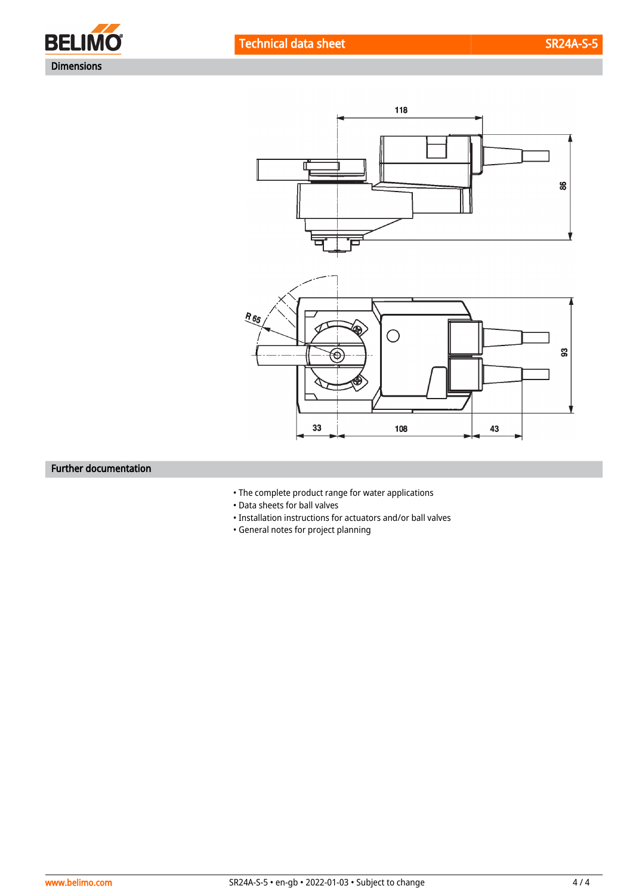## Dimensions

118

86

R 65

93

33

108

43

## Further documentation

- The complete product range for water applications
- Data sheets for ball valves
- Installation instructions for actuators and/or ball valves
- General notes for project planning